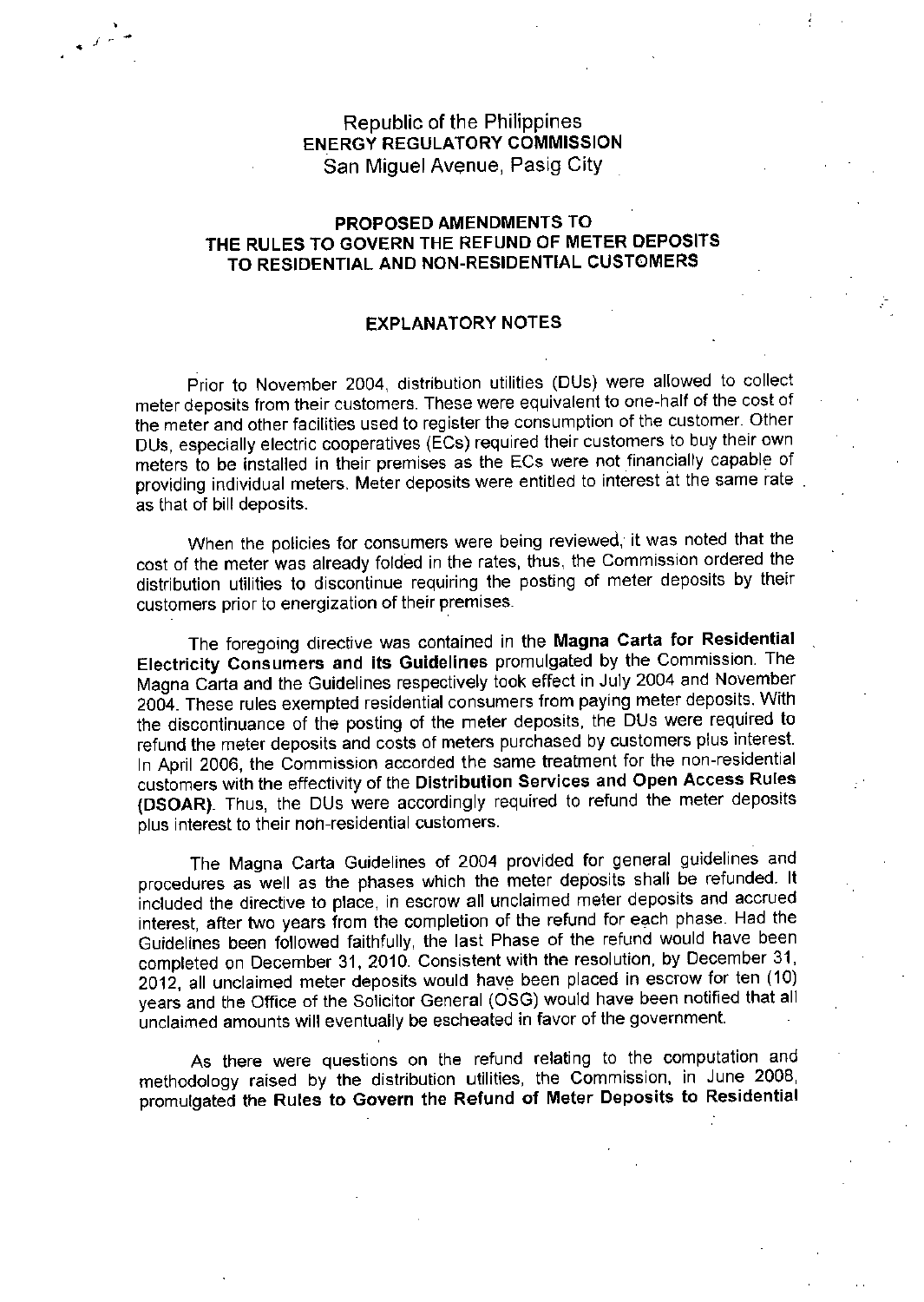Republic of the Philippines
**ENERGY REGULATORY COMMISSION**
San Miguel Avenue, Pasig City

## PROPOSED AMENDMENTS TO THE RULES TO GOVERN THE REFUND OF METER DEPOSITS TO RESIDENTIAL AND NON-RESIDENTIAL CUSTOMERS

### EXPLANATORY NOTES

Prior to November 2004, distribution utilities (DUs) were allowed to collect meter deposits from their customers. These were equivalent to one-half of the cost of the meter and other facilities used to register the consumption of the customer. Other DUs, especially electric cooperatives (ECs) required their customers to buy their own meters to be installed in their premises as the ECs were not financially capable of providing individual meters. Meter deposits were entitled to interest at the same rate as that of bill deposits.

When the policies for consumers were being reviewed, it was noted that the cost of the meter was already folded in the rates, thus, the Commission ordered the distribution utilities to discontinue requiring the posting of meter deposits by their customers prior to energization of their premises.

The foregoing directive was contained in the **Magna Carta for Residential Electricity Consumers and its Guidelines** promulgated by the Commission. The Magna Carta and the Guidelines respectively took effect in July 2004 and November 2004. These rules exempted residential consumers from paying meter deposits. With the discontinuance of the posting of the meter deposits, the DUs were required to refund the meter deposits and costs of meters purchased by customers plus interest. In April 2006, the Commission accorded the same treatment for the non-residential customers with the effectivity of the **Distribution Services and Open Access Rules (DSOAR)**. Thus, the DUs were accordingly required to refund the meter deposits plus interest to their non-residential customers.

The Magna Carta Guidelines of 2004 provided for general guidelines and procedures as well as the phases which the meter deposits shall be refunded. It included the directive to place, in escrow all unclaimed meter deposits and accrued interest, after two years from the completion of the refund for each phase. Had the Guidelines been followed faithfully, the last Phase of the refund would have been completed on December 31, 2010. Consistent with the resolution, by December 31, 2012, all unclaimed meter deposits would have been placed in escrow for ten (10) years and the Office of the Solicitor General (OSG) would have been notified that all unclaimed amounts will eventually be escheated in favor of the government.

As there were questions on the refund relating to the computation and methodology raised by the distribution utilities, the Commission, in June 2008, promulgated the **Rules to Govern the Refund of Meter Deposits to Residential**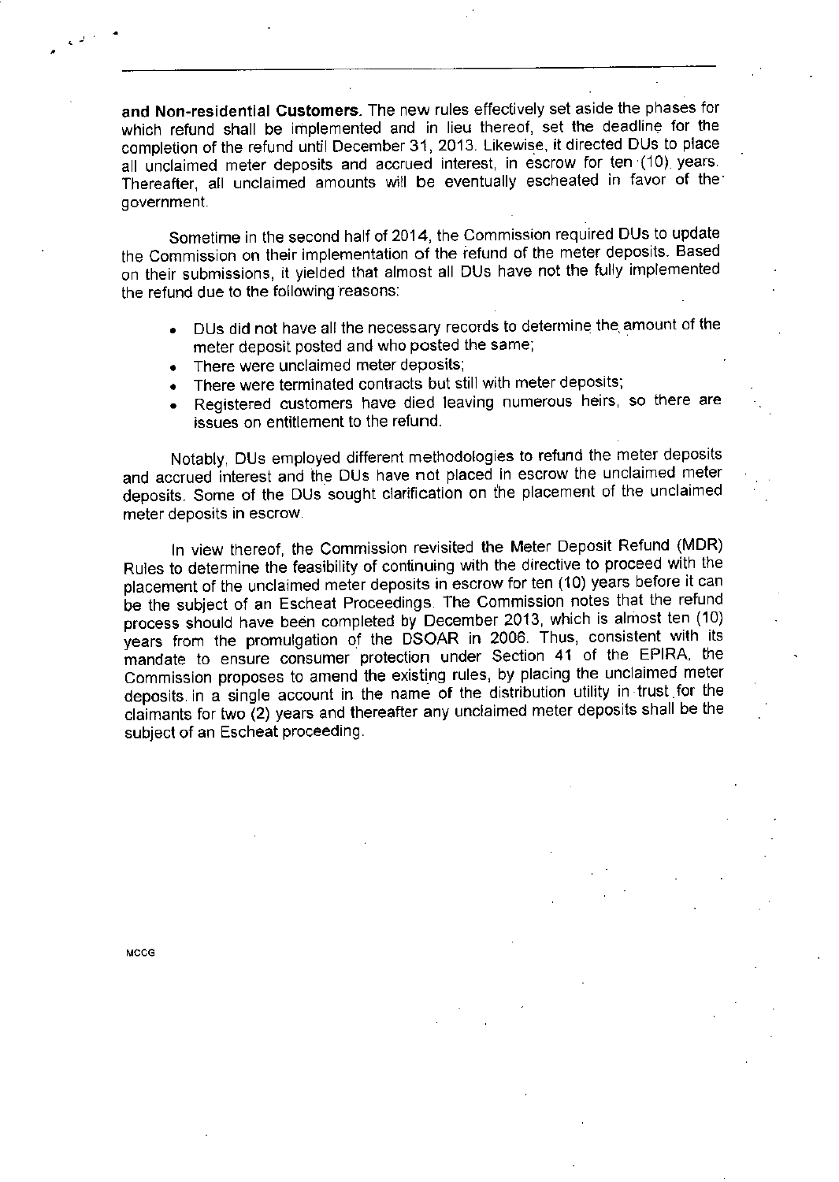**and Non-residential Customers.** The new rules effectively set aside the phases for which refund shall be implemented and in lieu thereof, set the deadline for the completion of the refund until December 31, 2013. Likewise, it directed DUs to place all unclaimed meter deposits and accrued interest, in escrow for ten (10) years. Thereafter, all unclaimed amounts will be eventually escheated in favor of the government.

Sometime in the second half of 2014, the Commission required DUs to update the Commission on their implementation of the refund of the meter deposits. Based on their submissions, it yielded that almost all DUs have not the fully implemented the refund due to the following reasons:

- DUs did not have all the necessary records to determine the amount of the meter deposit posted and who posted the same;
- There were unclaimed meter deposits;
- There were terminated contracts but still with meter deposits;
- Registered customers have died leaving numerous heirs, so there are issues on entitlement to the refund.

Notably, DUs employed different methodologies to refund the meter deposits and accrued interest and the DUs have not placed in escrow the unclaimed meter deposits. Some of the DUs sought clarification on the placement of the unclaimed meter deposits in escrow.

In view thereof, the Commission revisited the Meter Deposit Refund (MDR) Rules to determine the feasibility of continuing with the directive to proceed with the placement of the unclaimed meter deposits in escrow for ten (10) years before it can be the subject of an Escheat Proceedings. The Commission notes that the refund process should have been completed by December 2013, which is almost ten (10) years from the promulgation of the DSOAR in 2006. Thus, consistent with its mandate to ensure consumer protection under Section 41 of the EPIRA, the Commission proposes to amend the existing rules, by placing the unclaimed meter deposits in a single account in the name of the distribution utility in trust for the claimants for two (2) years and thereafter any unclaimed meter deposits shall be the subject of an Escheat proceeding.

MCCG